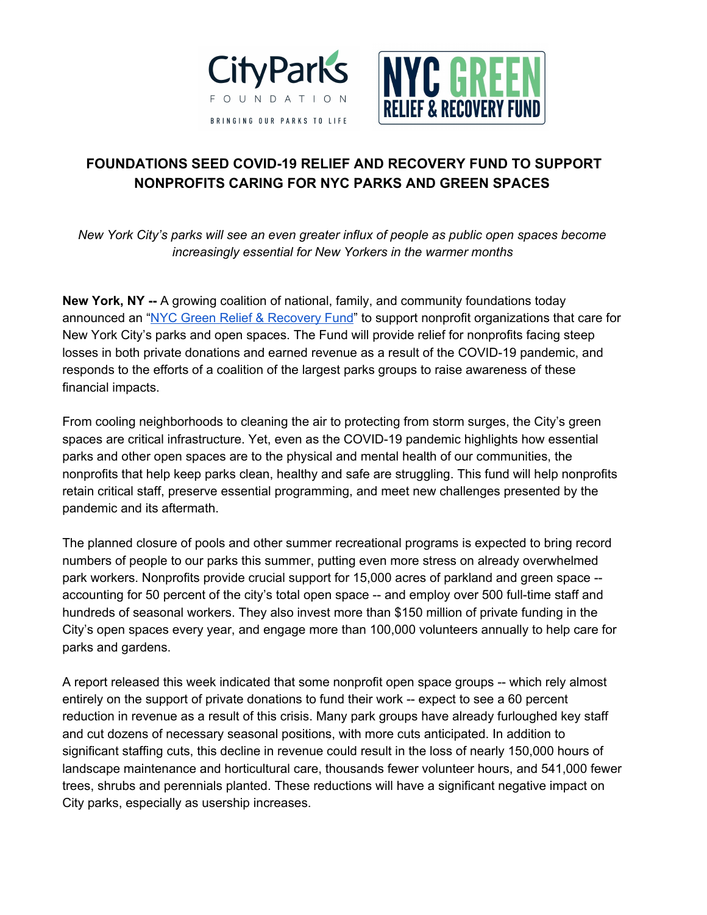# FOUNDATIONS SEED COVID-19 RELIEF AND RECOVERY FUND TO SUPPORT NONPROFITS CARING FOR NYC PARKS AND GREEN SPACES

*New York City's parks will see an even greater influx of people as public open spaces become increasingly essential for New Yorkers in the warmer months*

**New York, NY --** A growing coalition of national, family, and community foundations today announced an "NYC Green Relief & Recovery Fund" to support nonprofit organizations that care for New York City's parks and open spaces. The Fund will provide relief for nonprofits facing steep losses in both private donations and earned revenue as a result of the COVID-19 pandemic, and responds to the efforts of a coalition of the largest parks groups to raise awareness of these financial impacts.

From cooling neighborhoods to cleaning the air to protecting from storm surges, the City's green spaces are critical infrastructure. Yet, even as the COVID-19 pandemic highlights how essential parks and other open spaces are to the physical and mental health of our communities, the nonprofits that help keep parks clean, healthy and safe are struggling. This fund will help nonprofits retain critical staff, preserve essential programming, and meet new challenges presented by the pandemic and its aftermath.

The planned closure of pools and other summer recreational programs is expected to bring record numbers of people to our parks this summer, putting even more stress on already overwhelmed park workers. Nonprofits provide crucial support for 15,000 acres of parkland and green space -- accounting for 50 percent of the city's total open space -- and employ over 500 full-time staff and hundreds of seasonal workers. They also invest more than $150 million of private funding in the City's open spaces every year, and engage more than 100,000 volunteers annually to help care for parks and gardens.

A report released this week indicated that some nonprofit open space groups -- which rely almost entirely on the support of private donations to fund their work -- expect to see a 60 percent reduction in revenue as a result of this crisis. Many park groups have already furloughed key staff and cut dozens of necessary seasonal positions, with more cuts anticipated. In addition to significant staffing cuts, this decline in revenue could result in the loss of nearly 150,000 hours of landscape maintenance and horticultural care, thousands fewer volunteer hours, and 541,000 fewer trees, shrubs and perennials planted. These reductions will have a significant negative impact on City parks, especially as usership increases.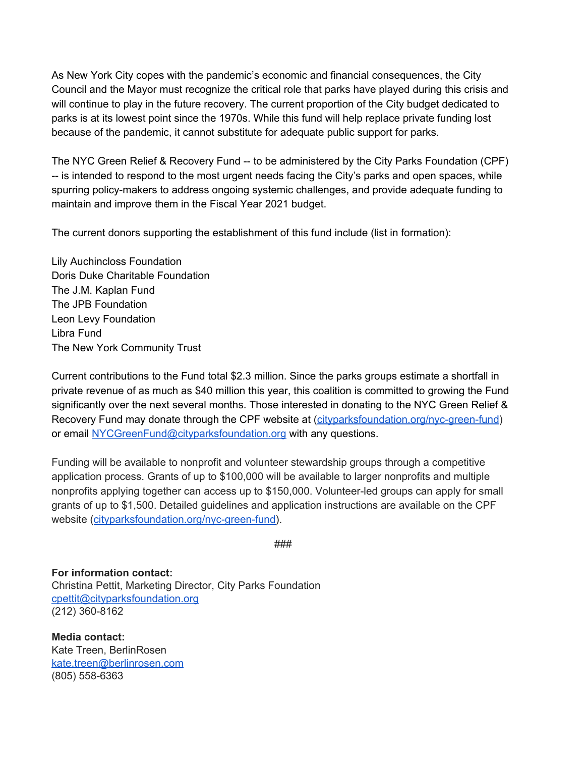As New York City copes with the pandemic's economic and financial consequences, the City Council and the Mayor must recognize the critical role that parks have played during this crisis and will continue to play in the future recovery. The current proportion of the City budget dedicated to parks is at its lowest point since the 1970s. While this fund will help replace private funding lost because of the pandemic, it cannot substitute for adequate public support for parks.

The NYC Green Relief & Recovery Fund -- to be administered by the City Parks Foundation (CPF) -- is intended to respond to the most urgent needs facing the City's parks and open spaces, while spurring policy-makers to address ongoing systemic challenges, and provide adequate funding to maintain and improve them in the Fiscal Year 2021 budget.

The current donors supporting the establishment of this fund include (list in formation):

Lily Auchincloss Foundation
Doris Duke Charitable Foundation
The J.M. Kaplan Fund
The JPB Foundation
Leon Levy Foundation
Libra Fund
The New York Community Trust

Current contributions to the Fund total $2.3 million. Since the parks groups estimate a shortfall in private revenue of as much as $40 million this year, this coalition is committed to growing the Fund significantly over the next several months. Those interested in donating to the NYC Green Relief & Recovery Fund may donate through the CPF website at (cityparksfoundation.org/nyc-green-fund) or email NYCGreenFund@cityparksfoundation.org with any questions.

Funding will be available to nonprofit and volunteer stewardship groups through a competitive application process. Grants of up to $100,000 will be available to larger nonprofits and multiple nonprofits applying together can access up to $150,000. Volunteer-led groups can apply for small grants of up to $1,500. Detailed guidelines and application instructions are available on the CPF website (cityparksfoundation.org/nyc-green-fund).

###

**For information contact:**
Christina Pettit, Marketing Director, City Parks Foundation
cpettit@cityparksfoundation.org
(212) 360-8162

**Media contact:**
Kate Treen, BerlinRosen
kate.treen@berlinrosen.com
(805) 558-6363